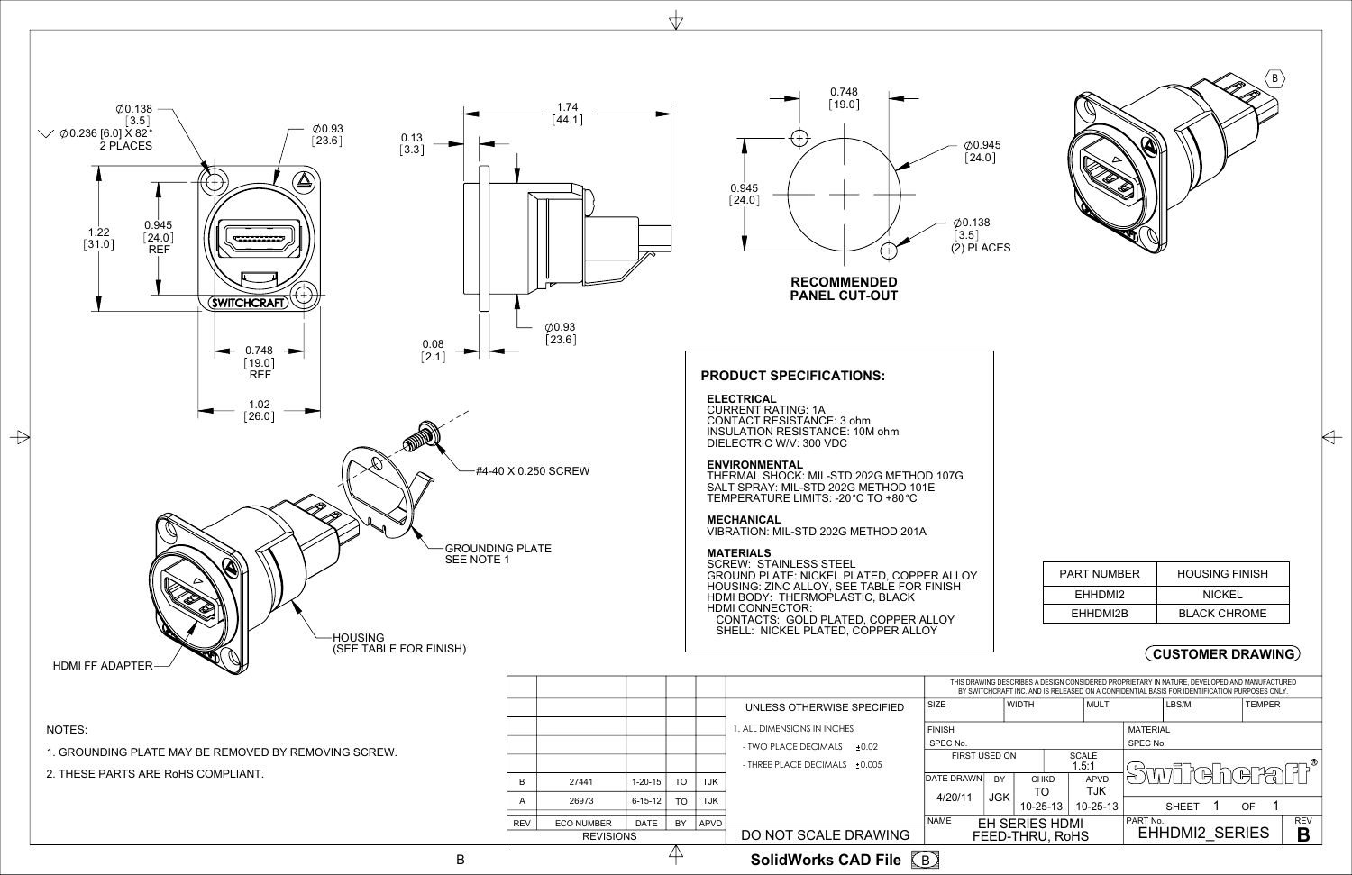Ø0.138 [3.5]
⌵ Ø0.236 [6.0] X 82° 2 PLACES

Ø0.93 [23.6]

1.22 [31.0]

0.945 [24.0] REF

0.748 [19.0] REF

1.02 [26.0]

1.74 [44.1]

0.13 [3.3]

Ø0.93 [23.6]

0.08 [2.1]

0.748 [19.0]

0.945 [24.0]

Ø0.945 [24.0]

Ø0.138 [3.5] (2) PLACES

**RECOMMENDED PANEL CUT-OUT**

#4-40 X 0.250 SCREW

GROUNDING PLATE SEE NOTE 1

HOUSING (SEE TABLE FOR FINISH)

HDMI FF ADAPTER

## PRODUCT SPECIFICATIONS:

**ELECTRICAL**
CURRENT RATING: 1A
CONTACT RESISTANCE: 3 ohm
INSULATION RESISTANCE: 10M ohm
DIELECTRIC W/V: 300 VDC

**ENVIRONMENTAL**
THERMAL SHOCK: MIL-STD 202G METHOD 107G
SALT SPRAY: MIL-STD 202G METHOD 101E
TEMPERATURE LIMITS: -20°C TO +80°C

**MECHANICAL**
VIBRATION: MIL-STD 202G METHOD 201A

**MATERIALS**
SCREW: STAINLESS STEEL
GROUND PLATE: NICKEL PLATED, COPPER ALLOY
HOUSING: ZINC ALLOY, SEE TABLE FOR FINISH
HDMI BODY: THERMOPLASTIC, BLACK
HDMI CONNECTOR:
CONTACTS: GOLD PLATED, COPPER ALLOY
SHELL: NICKEL PLATED, COPPER ALLOY

| PART NUMBER | HOUSING FINISH |
|---|---|
| EHHDMI2 | NICKEL |
| EHHDMI2B | BLACK CHROME |

**CUSTOMER DRAWING**

NOTES:

1. GROUNDING PLATE MAY BE REMOVED BY REMOVING SCREW.
2. THESE PARTS ARE RoHS COMPLIANT.

| REV | ECO NUMBER | DATE | BY | APVD |
|---|---|---|---|---|
| B | 27441 | 1-20-15 | TO | TJK |
| A | 26973 | 6-15-12 | TO | TJK |

REVISIONS

UNLESS OTHERWISE SPECIFIED
1. ALL DIMENSIONS IN INCHES
- TWO PLACE DECIMALS ±0.02
- THREE PLACE DECIMALS ±0.005

DO NOT SCALE DRAWING

THIS DRAWING DESCRIBES A DESIGN CONSIDERED PROPRIETARY IN NATURE, DEVELOPED AND MANUFACTURED BY SWITCHCRAFT INC. AND IS RELEASED ON A CONFIDENTIAL BASIS FOR IDENTIFICATION PURPOSES ONLY.

| SIZE | WIDTH | MULT | LBS/M | TEMPER |
|---|---|---|---|---|

FINISH SPEC No. | MATERIAL SPEC No.

FIRST USED ON | SCALE 1.5:1

| DATE DRAWN | BY | CHKD | APVD |
|---|---|---|---|
| 4/20/11 | JGK | TO 10-25-13 | TJK 10-25-13 |

Switchcraft®

SHEET 1 OF 1

NAME: EH SERIES HDMI FEED-THRU, RoHS

PART No.: EHHDMI2_SERIES

REV: B

SolidWorks CAD File B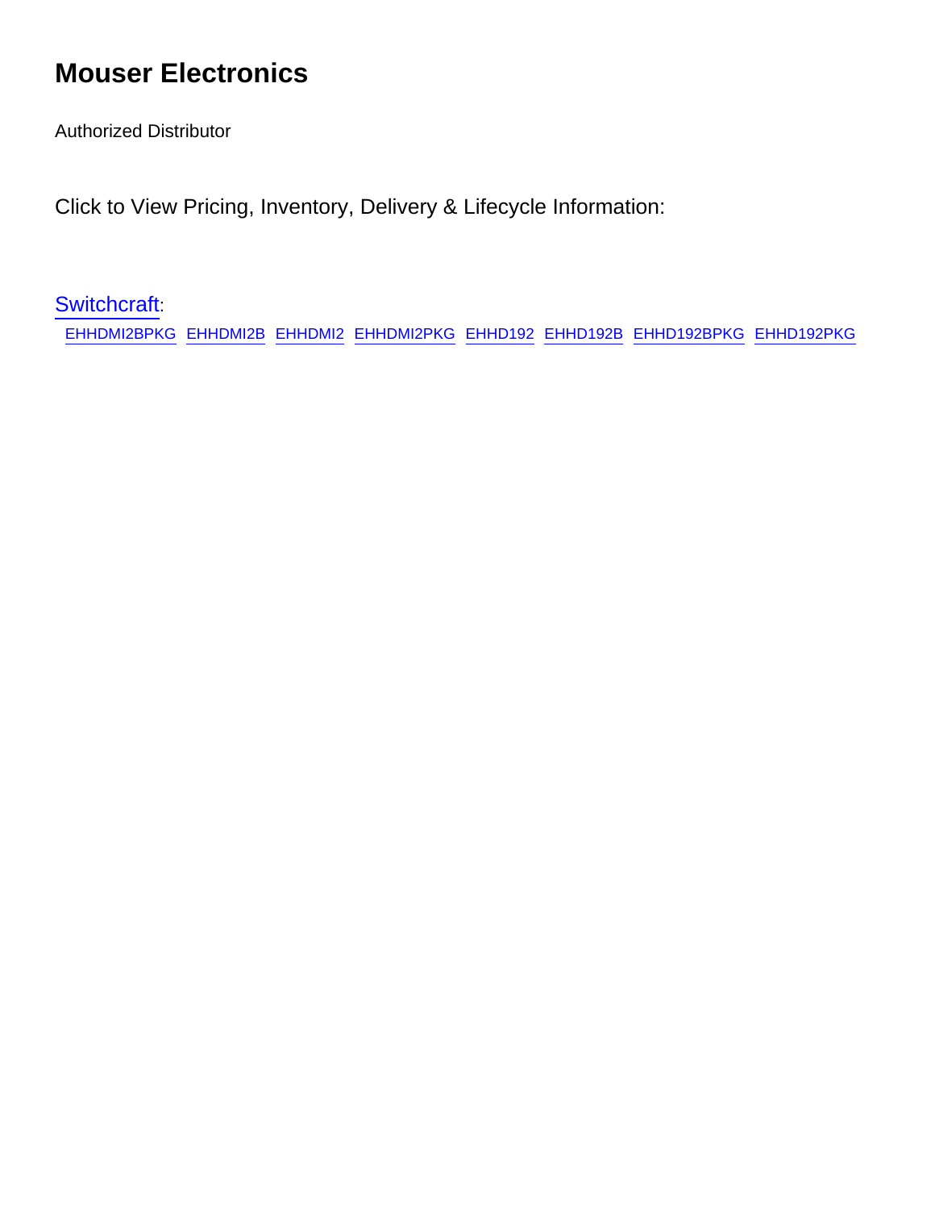# Mouser Electronics

Authorized Distributor

Click to View Pricing, Inventory, Delivery & Lifecycle Information:

Switchcraft:

EHHDMI2BPKG EHHDMI2B EHHDMI2 EHHDMI2PKG EHHD192 EHHD192B EHHD192BPKG EHHD192PKG